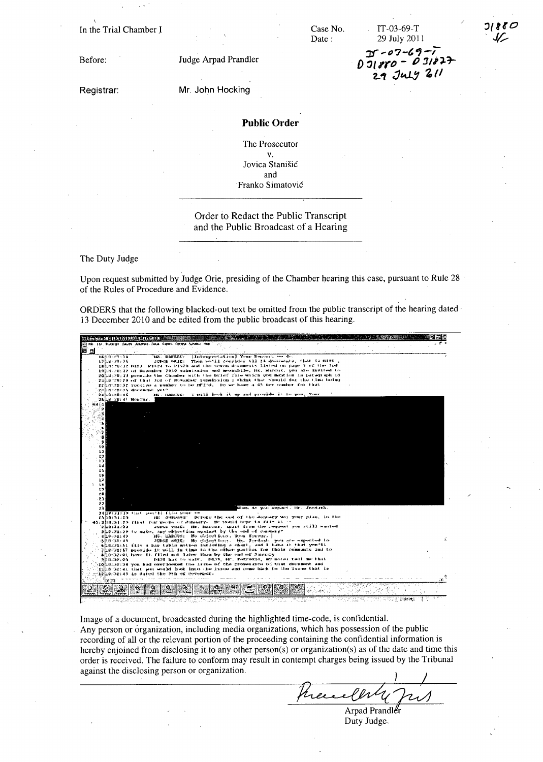In the Trial Chamber I

Case No. IT-03-69-T
Date: 29 July 2011

IT-03-69-T
D31880 - D31877
29 July 2011

Before: Judge Arpad Prandler

Registrar: Mr. John Hocking

**Public Order**

The Prosecutor
v.
Jovica Stanišić
and
Franko Simatović

Order to Redact the Public Transcript and the Public Broadcast of a Hearing

The Duty Judge

Upon request submitted by Judge Orie, presiding of the Chamber hearing this case, pursuant to Rule 28 of the Rules of Procedure and Evidence.

ORDERS that the following blacked-out text be omitted from the public transcript of the hearing dated 13 December 2010 and be edited from the public broadcast of this hearing.

Image of a document, broadcasted during the highlighted time-code, is confidential.
Any person or organization, including media organizations, which has possession of the public recording of all or the relevant portion of the proceeding containing the confidential information is hereby enjoined from disclosing it to any other person(s) or organization(s) as of the date and time this order is received. The failure to conform may result in contempt charges being issued by the Tribunal against the disclosing person or organization.

Arpad Prandler
Duty Judge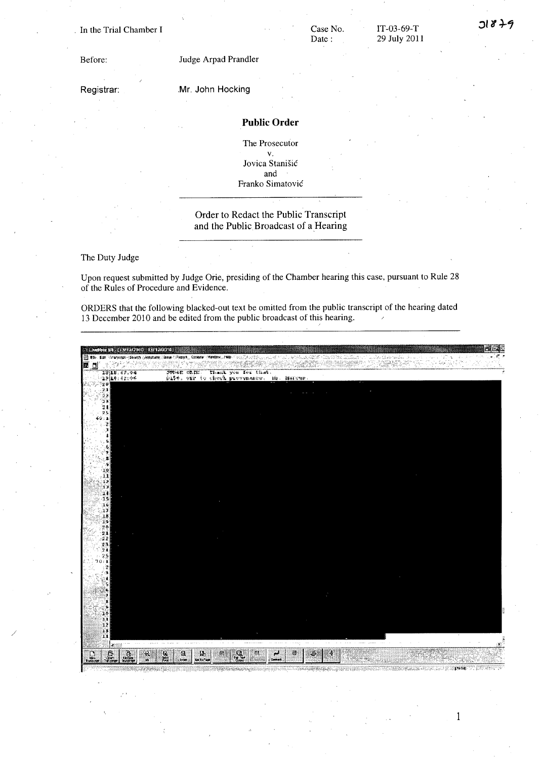In the Trial Chamber I

Case No. IT-03-69-T

Date : 29 July 2011

Before: Judge Arpad Prandler

Registrar: Mr. John Hocking

**Public Order**

The Prosecutor
v.
Jovica Stanišić
and
Franko Simatović

Order to Redact the Public Transcript and the Public Broadcast of a Hearing

The Duty Judge

Upon request submitted by Judge Orie, presiding of the Chamber hearing this case, pursuant to Rule 28 of the Rules of Procedure and Evidence.

ORDERS that the following blacked-out text be omitted from the public transcript of the hearing dated 13 December 2010 and be edited from the public broadcast of this hearing.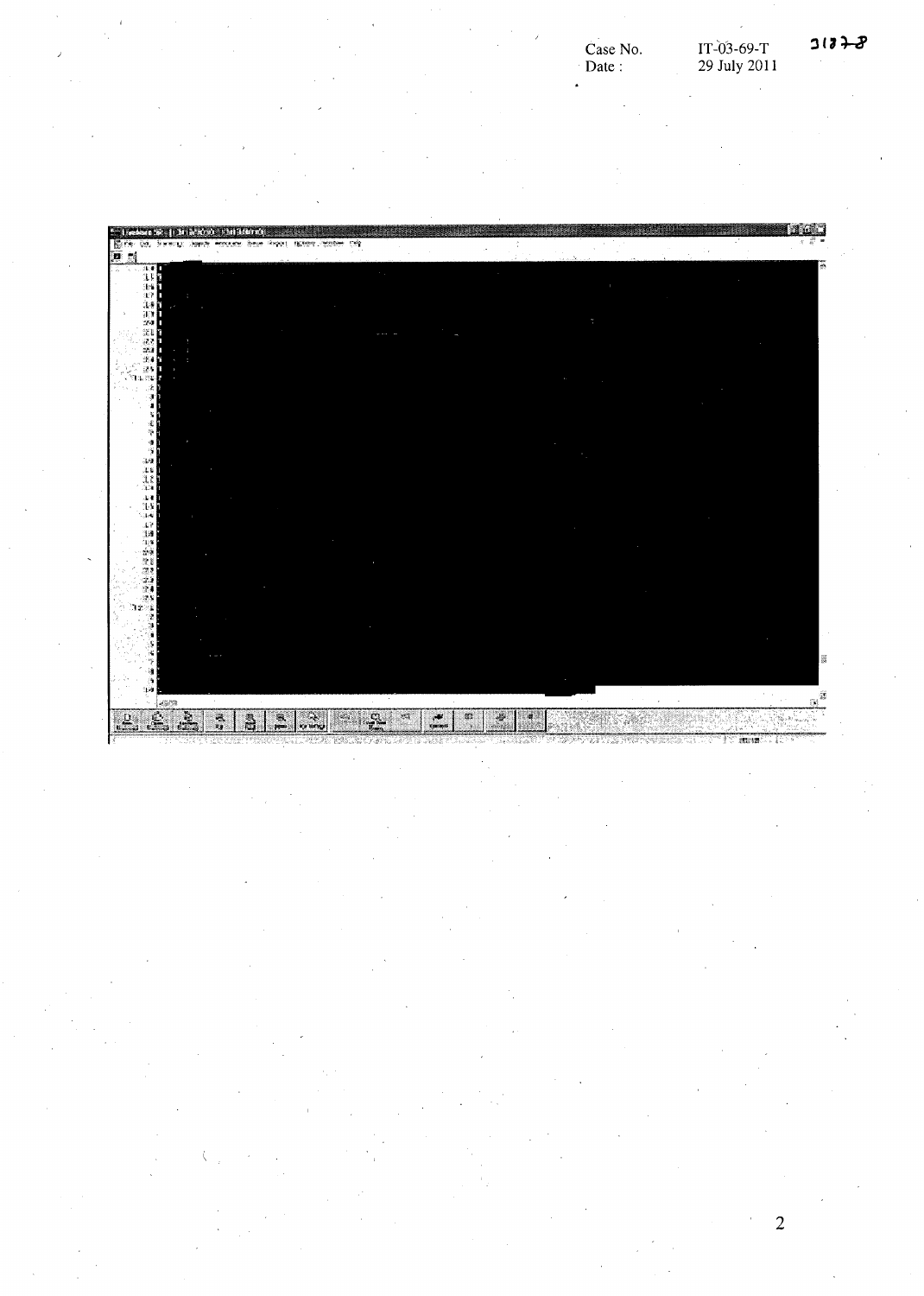Case No. IT-03-69-T
Date : 29 July 2011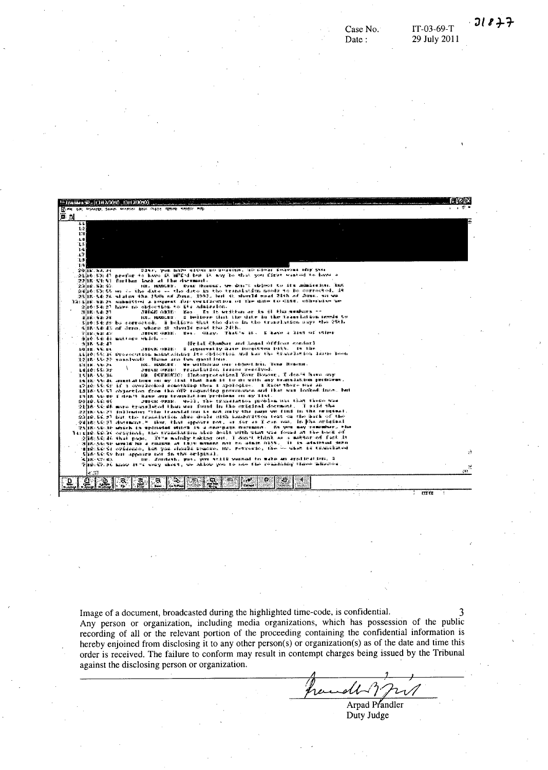Case No. IT-03-69-T
Date : 29 July 2011

Image of a document, broadcasted during the highlighted time-code, is confidential.

Any person or organization, including media organizations, which has possession of the public recording of all or the relevant portion of the proceeding containing the confidential information is hereby enjoined from disclosing it to any other person(s) or organization(s) as of the date and time this order is received. The failure to conform may result in contempt charges being issued by the Tribunal against the disclosing person or organization.

Arpad Prandler
Duty Judge